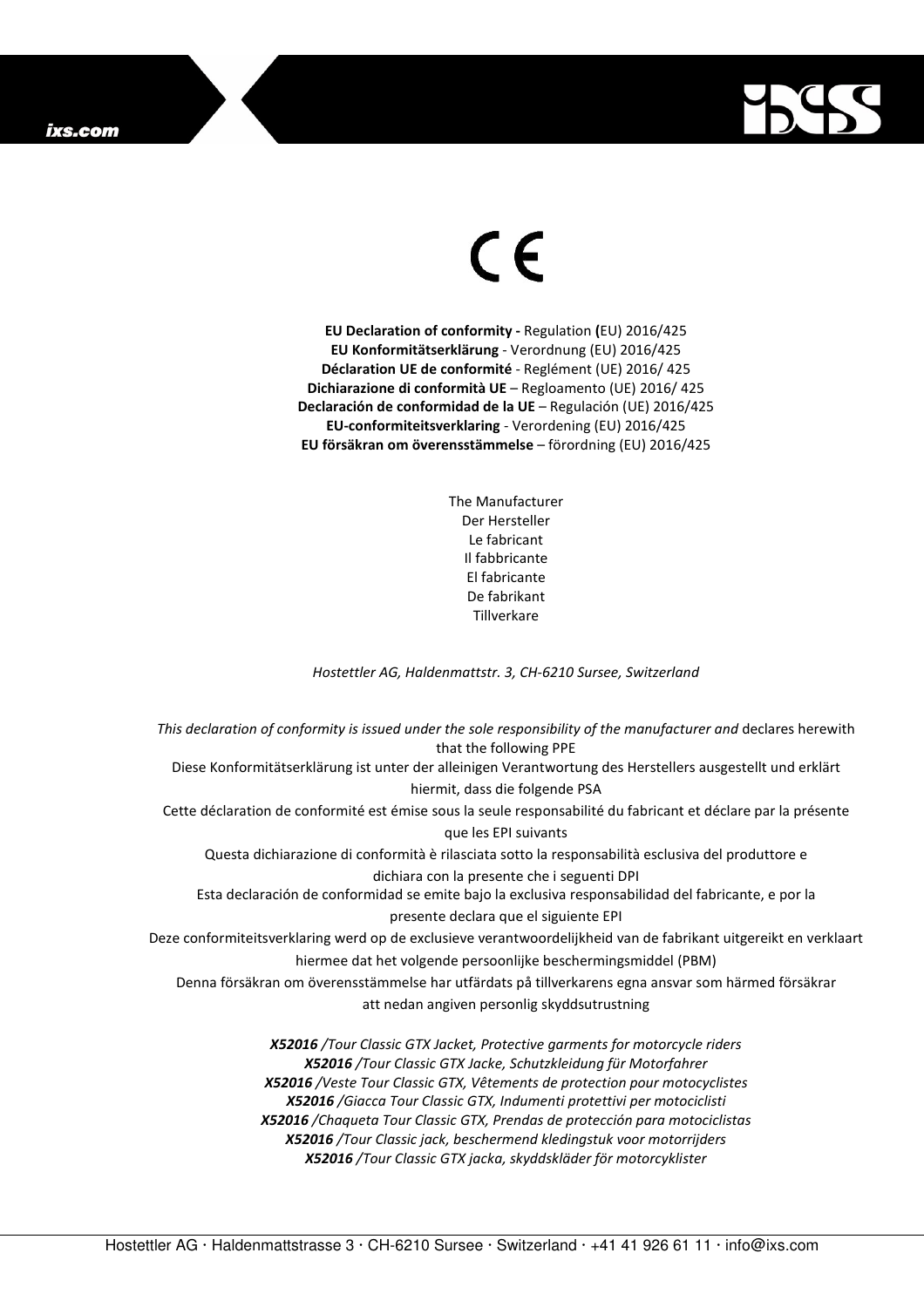CE

**EU Declaration of conformity -** Regulation **(**EU) 2016/425
**EU Konformitätserklärung** - Verordnung (EU) 2016/425
**Déclaration UE de conformité** - Reglément (UE) 2016/ 425
**Dichiarazione di conformità UE** – Regloamento (UE) 2016/ 425
**Declaración de conformidad de la UE** – Regulación (UE) 2016/425
**EU-conformiteitsverklaring** - Verordening (EU) 2016/425
**EU försäkran om överensstämmelse** – förordning (EU) 2016/425

The Manufacturer
Der Hersteller
Le fabricant
Il fabbricante
El fabricante
De fabrikant
Tillverkare

*Hostettler AG, Haldenmattstr. 3, CH-6210 Sursee, Switzerland*

*This declaration of conformity is issued under the sole responsibility of the manufacturer and* declares herewith that the following PPE

Diese Konformitätserklärung ist unter der alleinigen Verantwortung des Herstellers ausgestellt und erklärt hiermit, dass die folgende PSA

Cette déclaration de conformité est émise sous la seule responsabilité du fabricant et déclare par la présente que les EPI suivants

Questa dichiarazione di conformità è rilasciata sotto la responsabilità esclusiva del produttore e dichiara con la presente che i seguenti DPI

Esta declaración de conformidad se emite bajo la exclusiva responsabilidad del fabricante, e por la presente declara que el siguiente EPI

Deze conformiteitsverklaring werd op de exclusieve verantwoordelijkheid van de fabrikant uitgereikt en verklaart hiermee dat het volgende persoonlijke beschermingsmiddel (PBM)

Denna försäkran om överensstämmelse har utfärdats på tillverkarens egna ansvar som härmed försäkrar att nedan angiven personlig skyddsutrustning

***X52016** /Tour Classic GTX Jacket, Protective garments for motorcycle riders*
***X52016** /Tour Classic GTX Jacke, Schutzkleidung für Motorfahrer*
***X52016** /Veste Tour Classic GTX, Vêtements de protection pour motocyclistes*
***X52016** /Giacca Tour Classic GTX, Indumenti protettivi per motociclisti*
***X52016** /Chaqueta Tour Classic GTX, Prendas de protección para motociclistas*
***X52016** /Tour Classic jack, beschermend kledingstuk voor motorrijders*
***X52016** /Tour Classic GTX jacka, skyddskläder för motorcyklister*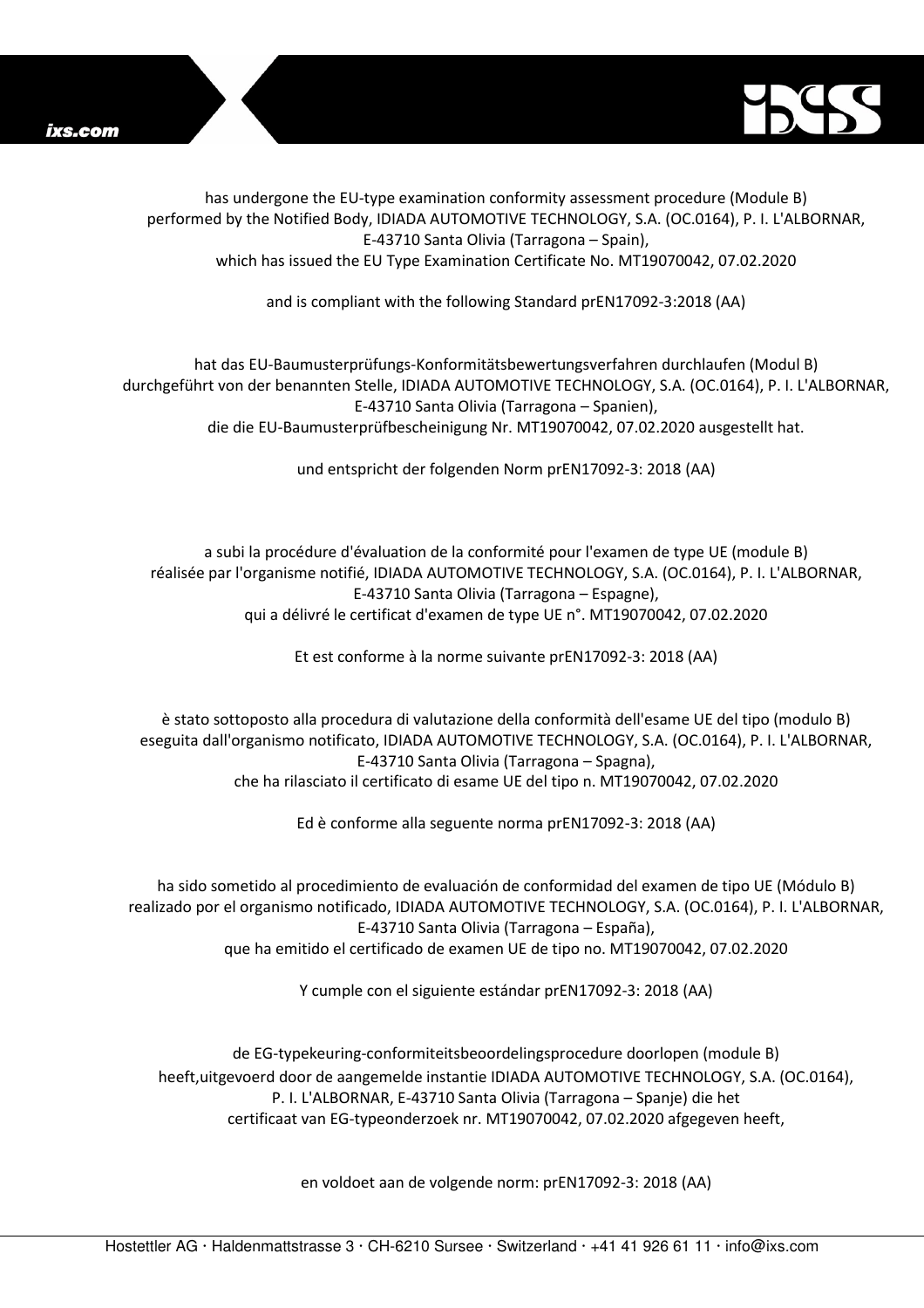has undergone the EU-type examination conformity assessment procedure (Module B) performed by the Notified Body, IDIADA AUTOMOTIVE TECHNOLOGY, S.A. (OC.0164), P. I. L'ALBORNAR, E-43710 Santa Olivia (Tarragona – Spain), which has issued the EU Type Examination Certificate No. MT19070042, 07.02.2020

and is compliant with the following Standard prEN17092-3:2018 (AA)

hat das EU-Baumusterprüfungs-Konformitätsbewertungsverfahren durchlaufen (Modul B) durchgeführt von der benannten Stelle, IDIADA AUTOMOTIVE TECHNOLOGY, S.A. (OC.0164), P. I. L'ALBORNAR, E-43710 Santa Olivia (Tarragona – Spanien), die die EU-Baumusterprüfbescheinigung Nr. MT19070042, 07.02.2020 ausgestellt hat.

und entspricht der folgenden Norm prEN17092-3: 2018 (AA)

a subi la procédure d'évaluation de la conformité pour l'examen de type UE (module B) réalisée par l'organisme notifié, IDIADA AUTOMOTIVE TECHNOLOGY, S.A. (OC.0164), P. I. L'ALBORNAR, E-43710 Santa Olivia (Tarragona – Espagne), qui a délivré le certificat d'examen de type UE n°. MT19070042, 07.02.2020

Et est conforme à la norme suivante prEN17092-3: 2018 (AA)

è stato sottoposto alla procedura di valutazione della conformità dell'esame UE del tipo (modulo B) eseguita dall'organismo notificato, IDIADA AUTOMOTIVE TECHNOLOGY, S.A. (OC.0164), P. I. L'ALBORNAR, E-43710 Santa Olivia (Tarragona – Spagna), che ha rilasciato il certificato di esame UE del tipo n. MT19070042, 07.02.2020

Ed è conforme alla seguente norma prEN17092-3: 2018 (AA)

ha sido sometido al procedimiento de evaluación de conformidad del examen de tipo UE (Módulo B) realizado por el organismo notificado, IDIADA AUTOMOTIVE TECHNOLOGY, S.A. (OC.0164), P. I. L'ALBORNAR, E-43710 Santa Olivia (Tarragona – España), que ha emitido el certificado de examen UE de tipo no. MT19070042, 07.02.2020

Y cumple con el siguiente estándar prEN17092-3: 2018 (AA)

de EG-typekeuring-conformiteitsbeoordelingsprocedure doorlopen (module B) heeft,uitgevoerd door de aangemelde instantie IDIADA AUTOMOTIVE TECHNOLOGY, S.A. (OC.0164), P. I. L'ALBORNAR, E-43710 Santa Olivia (Tarragona – Spanje) die het certificaat van EG-typeonderzoek nr. MT19070042, 07.02.2020 afgegeven heeft,

en voldoet aan de volgende norm: prEN17092-3: 2018 (AA)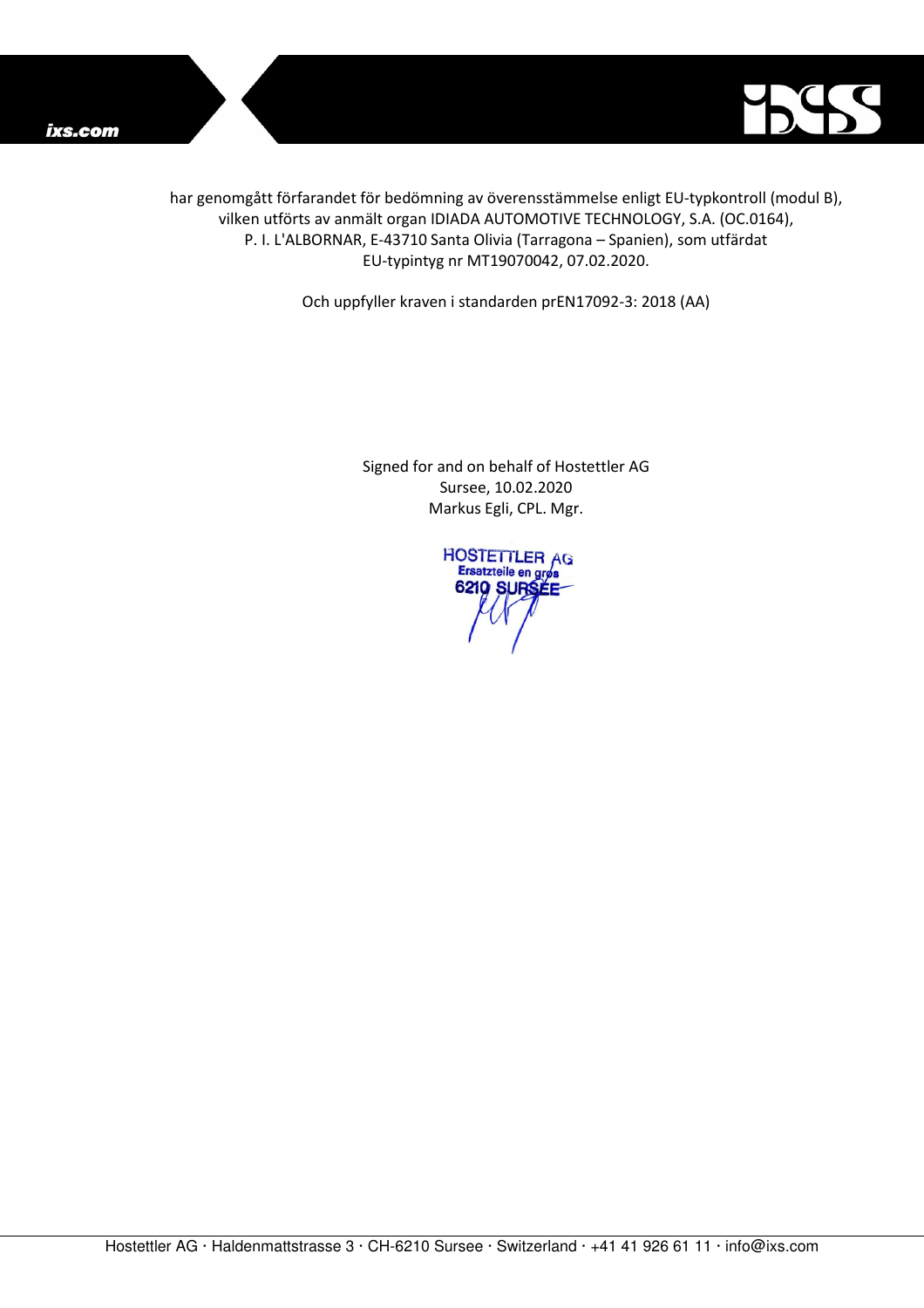har genomgått förfarandet för bedömning av överensstämmelse enligt EU-typkontroll (modul B), vilken utförts av anmält organ IDIADA AUTOMOTIVE TECHNOLOGY, S.A. (OC.0164), P. I. L'ALBORNAR, E-43710 Santa Olivia (Tarragona – Spanien), som utfärdat EU-typintyg nr MT19070042, 07.02.2020.

Och uppfyller kraven i standarden prEN17092-3: 2018 (AA)

Signed for and on behalf of Hostettler AG
Sursee, 10.02.2020
Markus Egli, CPL. Mgr.

HOSTETTLER AG
Ersatzteile en gros
6210 SURSEE